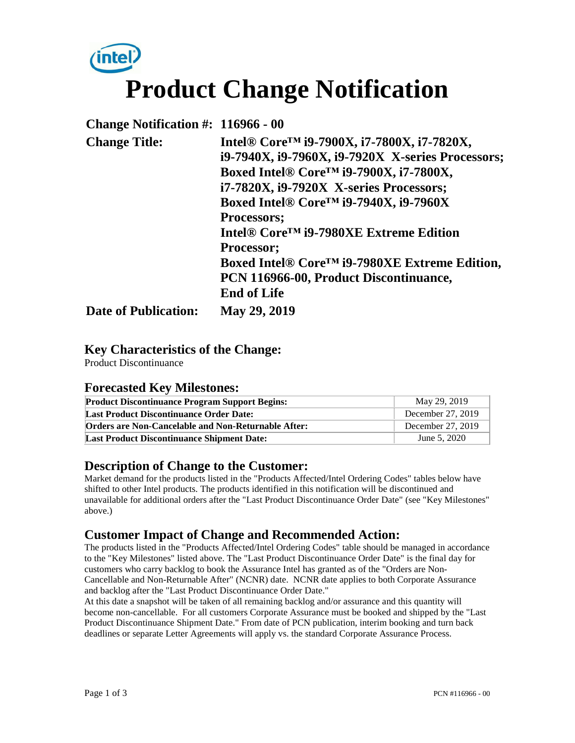# Product Change Notification

**Change Notification #:** 116966 - 00

**Change Title:** Intel® Core™ i9-7900X, i7-7800X, i7-7820X, i9-7940X, i9-7960X, i9-7920X X-series Processors; Boxed Intel® Core™ i9-7900X, i7-7800X, i7-7820X, i9-7920X X-series Processors; Boxed Intel® Core™ i9-7940X, i9-7960X Processors; Intel® Core™ i9-7980XE Extreme Edition Processor; Boxed Intel® Core™ i9-7980XE Extreme Edition, PCN 116966-00, Product Discontinuance, End of Life

**Date of Publication:** May 29, 2019

## Key Characteristics of the Change:

Product Discontinuance

## Forecasted Key Milestones:

| | |
|---|---|
| **Product Discontinuance Program Support Begins:** | May 29, 2019 |
| **Last Product Discontinuance Order Date:** | December 27, 2019 |
| **Orders are Non-Cancelable and Non-Returnable After:** | December 27, 2019 |
| **Last Product Discontinuance Shipment Date:** | June 5, 2020 |

## Description of Change to the Customer:

Market demand for the products listed in the "Products Affected/Intel Ordering Codes" tables below have shifted to other Intel products. The products identified in this notification will be discontinued and unavailable for additional orders after the "Last Product Discontinuance Order Date" (see "Key Milestones" above.)

## Customer Impact of Change and Recommended Action:

The products listed in the "Products Affected/Intel Ordering Codes" table should be managed in accordance to the "Key Milestones" listed above. The "Last Product Discontinuance Order Date" is the final day for customers who carry backlog to book the Assurance Intel has granted as of the "Orders are Non-Cancellable and Non-Returnable After" (NCNR) date. NCNR date applies to both Corporate Assurance and backlog after the "Last Product Discontinuance Order Date."

At this date a snapshot will be taken of all remaining backlog and/or assurance and this quantity will become non-cancellable. For all customers Corporate Assurance must be booked and shipped by the "Last Product Discontinuance Shipment Date." From date of PCN publication, interim booking and turn back deadlines or separate Letter Agreements will apply vs. the standard Corporate Assurance Process.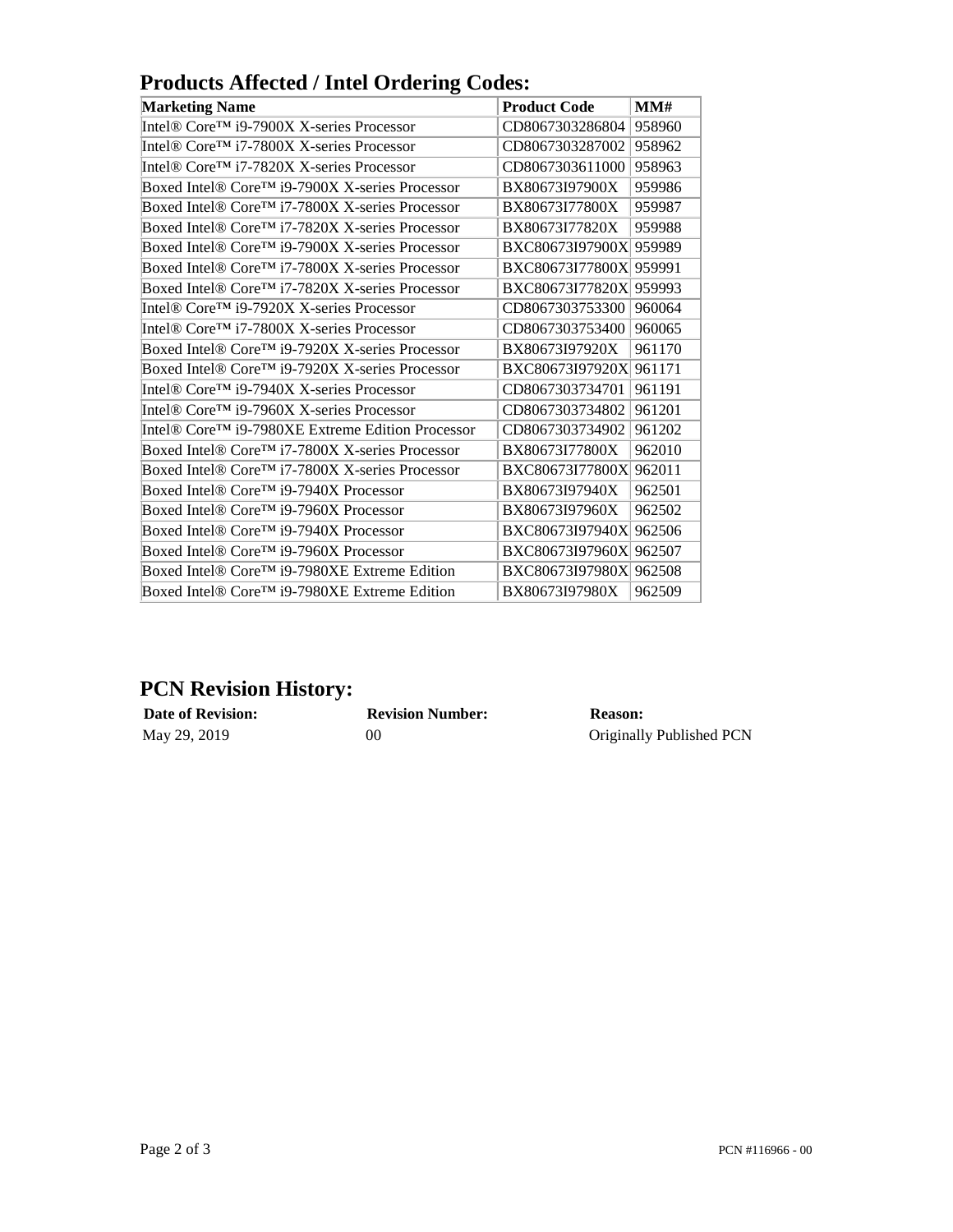## Products Affected / Intel Ordering Codes:

| Marketing Name | Product Code | MM# |
|---|---|---|
| Intel® Core™ i9-7900X X-series Processor | CD8067303286804 | 958960 |
| Intel® Core™ i7-7800X X-series Processor | CD8067303287002 | 958962 |
| Intel® Core™ i7-7820X X-series Processor | CD8067303611000 | 958963 |
| Boxed Intel® Core™ i9-7900X X-series Processor | BX80673I97900X | 959986 |
| Boxed Intel® Core™ i7-7800X X-series Processor | BX80673I77800X | 959987 |
| Boxed Intel® Core™ i7-7820X X-series Processor | BX80673I77820X | 959988 |
| Boxed Intel® Core™ i9-7900X X-series Processor | BXC80673I97900X | 959989 |
| Boxed Intel® Core™ i7-7800X X-series Processor | BXC80673I77800X | 959991 |
| Boxed Intel® Core™ i7-7820X X-series Processor | BXC80673I77820X | 959993 |
| Intel® Core™ i9-7920X X-series Processor | CD8067303753300 | 960064 |
| Intel® Core™ i7-7800X X-series Processor | CD8067303753400 | 960065 |
| Boxed Intel® Core™ i9-7920X X-series Processor | BX80673I97920X | 961170 |
| Boxed Intel® Core™ i9-7920X X-series Processor | BXC80673I97920X | 961171 |
| Intel® Core™ i9-7940X X-series Processor | CD8067303734701 | 961191 |
| Intel® Core™ i9-7960X X-series Processor | CD8067303734802 | 961201 |
| Intel® Core™ i9-7980XE Extreme Edition Processor | CD8067303734902 | 961202 |
| Boxed Intel® Core™ i7-7800X X-series Processor | BX80673I77800X | 962010 |
| Boxed Intel® Core™ i7-7800X X-series Processor | BXC80673I77800X | 962011 |
| Boxed Intel® Core™ i9-7940X Processor | BX80673I97940X | 962501 |
| Boxed Intel® Core™ i9-7960X Processor | BX80673I97960X | 962502 |
| Boxed Intel® Core™ i9-7940X Processor | BXC80673I97940X | 962506 |
| Boxed Intel® Core™ i9-7960X Processor | BXC80673I97960X | 962507 |
| Boxed Intel® Core™ i9-7980XE Extreme Edition | BXC80673I97980X | 962508 |
| Boxed Intel® Core™ i9-7980XE Extreme Edition | BX80673I97980X | 962509 |

## PCN Revision History:

| Date of Revision: | Revision Number: | Reason: |
|---|---|---|
| May 29, 2019 | 00 | Originally Published PCN |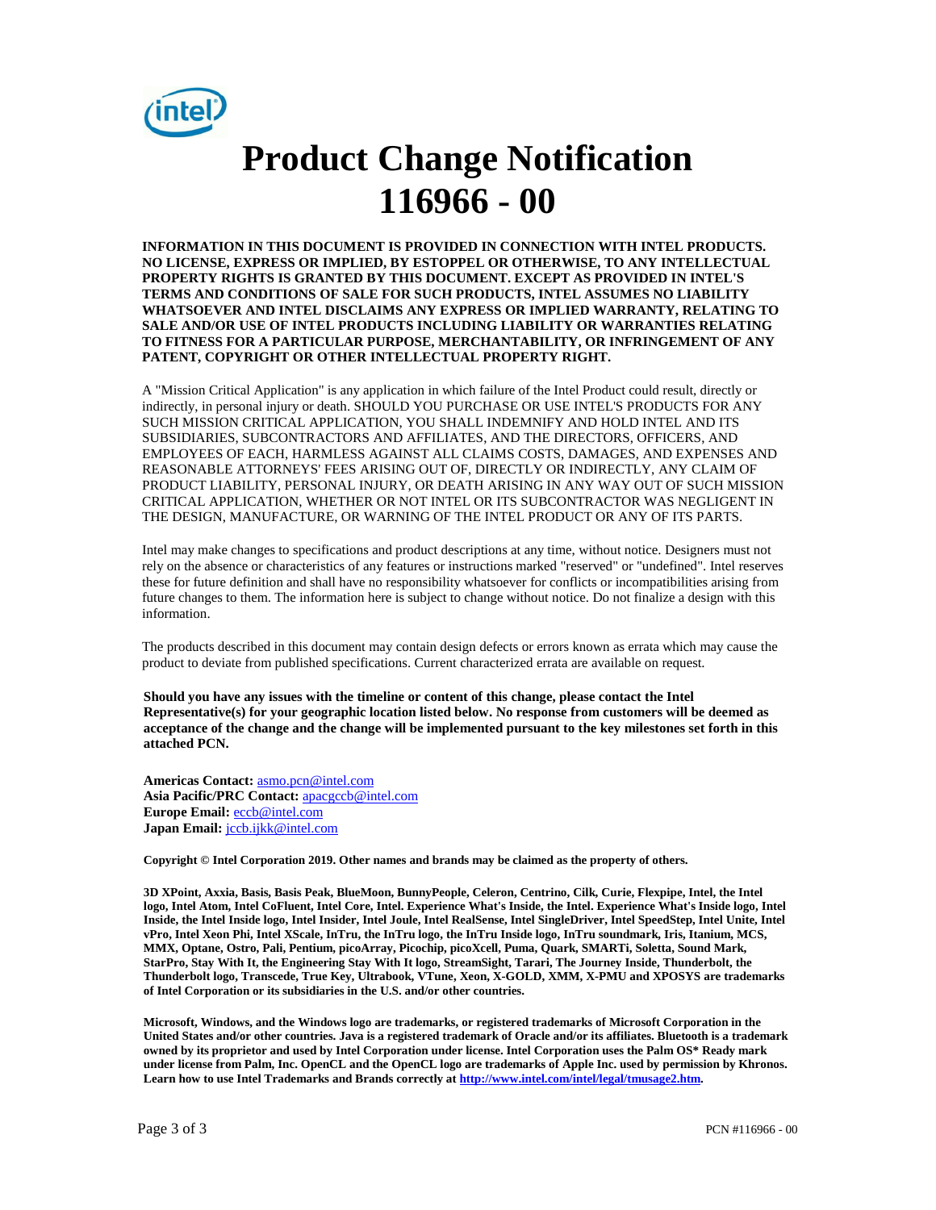# Product Change Notification
# 116966 - 00

**INFORMATION IN THIS DOCUMENT IS PROVIDED IN CONNECTION WITH INTEL PRODUCTS. NO LICENSE, EXPRESS OR IMPLIED, BY ESTOPPEL OR OTHERWISE, TO ANY INTELLECTUAL PROPERTY RIGHTS IS GRANTED BY THIS DOCUMENT. EXCEPT AS PROVIDED IN INTEL'S TERMS AND CONDITIONS OF SALE FOR SUCH PRODUCTS, INTEL ASSUMES NO LIABILITY WHATSOEVER AND INTEL DISCLAIMS ANY EXPRESS OR IMPLIED WARRANTY, RELATING TO SALE AND/OR USE OF INTEL PRODUCTS INCLUDING LIABILITY OR WARRANTIES RELATING TO FITNESS FOR A PARTICULAR PURPOSE, MERCHANTABILITY, OR INFRINGEMENT OF ANY PATENT, COPYRIGHT OR OTHER INTELLECTUAL PROPERTY RIGHT.**

A "Mission Critical Application" is any application in which failure of the Intel Product could result, directly or indirectly, in personal injury or death. SHOULD YOU PURCHASE OR USE INTEL'S PRODUCTS FOR ANY SUCH MISSION CRITICAL APPLICATION, YOU SHALL INDEMNIFY AND HOLD INTEL AND ITS SUBSIDIARIES, SUBCONTRACTORS AND AFFILIATES, AND THE DIRECTORS, OFFICERS, AND EMPLOYEES OF EACH, HARMLESS AGAINST ALL CLAIMS COSTS, DAMAGES, AND EXPENSES AND REASONABLE ATTORNEYS' FEES ARISING OUT OF, DIRECTLY OR INDIRECTLY, ANY CLAIM OF PRODUCT LIABILITY, PERSONAL INJURY, OR DEATH ARISING IN ANY WAY OUT OF SUCH MISSION CRITICAL APPLICATION, WHETHER OR NOT INTEL OR ITS SUBCONTRACTOR WAS NEGLIGENT IN THE DESIGN, MANUFACTURE, OR WARNING OF THE INTEL PRODUCT OR ANY OF ITS PARTS.

Intel may make changes to specifications and product descriptions at any time, without notice. Designers must not rely on the absence or characteristics of any features or instructions marked "reserved" or "undefined". Intel reserves these for future definition and shall have no responsibility whatsoever for conflicts or incompatibilities arising from future changes to them. The information here is subject to change without notice. Do not finalize a design with this information.

The products described in this document may contain design defects or errors known as errata which may cause the product to deviate from published specifications. Current characterized errata are available on request.

**Should you have any issues with the timeline or content of this change, please contact the Intel Representative(s) for your geographic location listed below. No response from customers will be deemed as acceptance of the change and the change will be implemented pursuant to the key milestones set forth in this attached PCN.**

**Americas Contact:** asmo.pcn@intel.com
**Asia Pacific/PRC Contact:** apacgccb@intel.com
**Europe Email:** eccb@intel.com
**Japan Email:** jccb.ijkk@intel.com

**Copyright © Intel Corporation 2019. Other names and brands may be claimed as the property of others.**

**3D XPoint, Axxia, Basis, Basis Peak, BlueMoon, BunnyPeople, Celeron, Centrino, Cilk, Curie, Flexpipe, Intel, the Intel logo, Intel Atom, Intel CoFluent, Intel Core, Intel. Experience What's Inside, the Intel. Experience What's Inside logo, Intel Inside, the Intel Inside logo, Intel Insider, Intel Joule, Intel RealSense, Intel SingleDriver, Intel SpeedStep, Intel Unite, Intel vPro, Intel Xeon Phi, Intel XScale, InTru, the InTru logo, the InTru Inside logo, InTru soundmark, Iris, Itanium, MCS, MMX, Optane, Ostro, Pali, Pentium, picoArray, Picochip, picoXcell, Puma, Quark, SMARTi, Soletta, Sound Mark, StarPro, Stay With It, the Engineering Stay With It logo, StreamSight, Tarari, The Journey Inside, Thunderbolt, the Thunderbolt logo, Transcede, True Key, Ultrabook, VTune, Xeon, X-GOLD, XMM, X-PMU and XPOSYS are trademarks of Intel Corporation or its subsidiaries in the U.S. and/or other countries.**

**Microsoft, Windows, and the Windows logo are trademarks, or registered trademarks of Microsoft Corporation in the United States and/or other countries. Java is a registered trademark of Oracle and/or its affiliates. Bluetooth is a trademark owned by its proprietor and used by Intel Corporation under license. Intel Corporation uses the Palm OS* Ready mark under license from Palm, Inc. OpenCL and the OpenCL logo are trademarks of Apple Inc. used by permission by Khronos. Learn how to use Intel Trademarks and Brands correctly at http://www.intel.com/intel/legal/tmusage2.htm.**